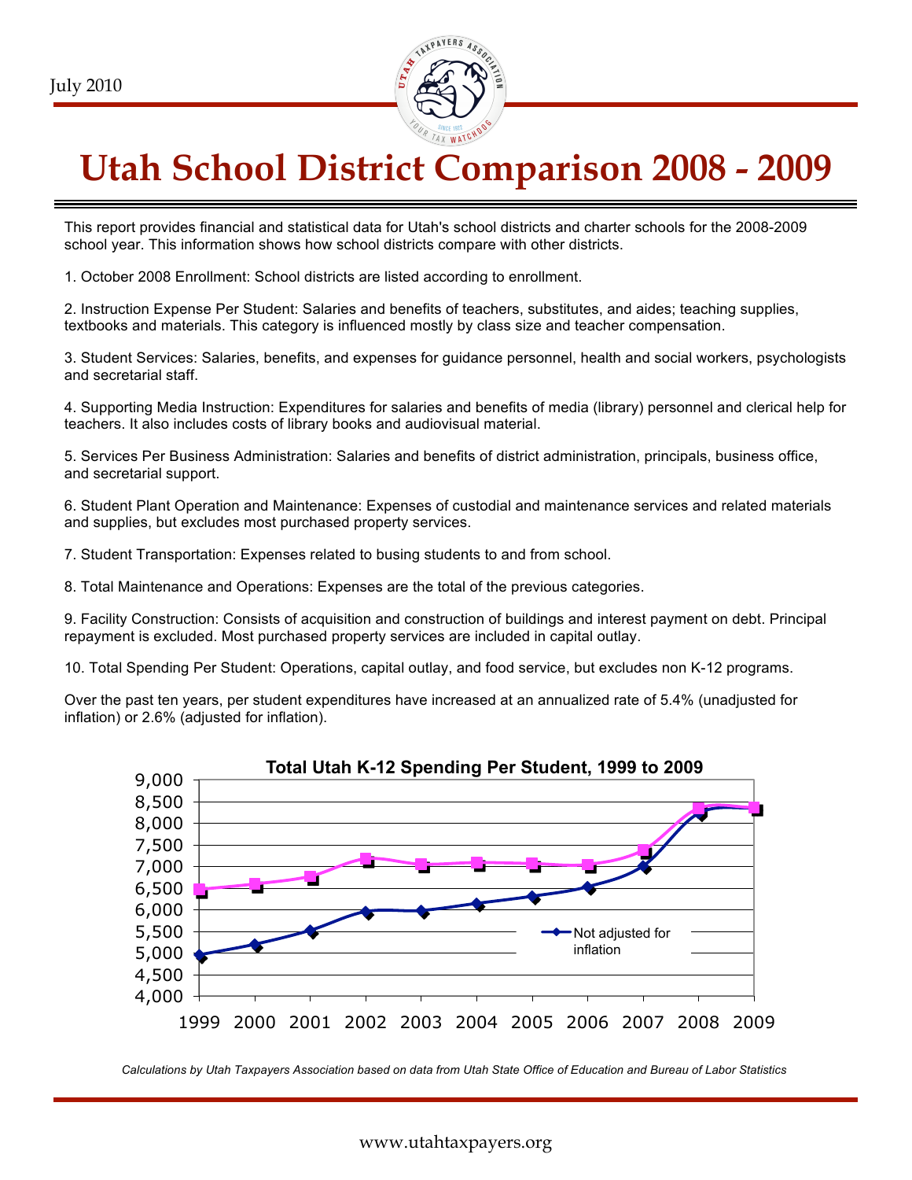July 2010

# Utah School District Comparison 2008 - 2009

This report provides financial and statistical data for Utah's school districts and charter schools for the 2008-2009 school year. This information shows how school districts compare with other districts.

1. October 2008 Enrollment: School districts are listed according to enrollment.

2. Instruction Expense Per Student: Salaries and benefits of teachers, substitutes, and aides; teaching supplies, textbooks and materials. This category is influenced mostly by class size and teacher compensation.

3. Student Services: Salaries, benefits, and expenses for guidance personnel, health and social workers, psychologists and secretarial staff.

4. Supporting Media Instruction: Expenditures for salaries and benefits of media (library) personnel and clerical help for teachers. It also includes costs of library books and audiovisual material.

5. Services Per Business Administration: Salaries and benefits of district administration, principals, business office, and secretarial support.

6. Student Plant Operation and Maintenance: Expenses of custodial and maintenance services and related materials and supplies, but excludes most purchased property services.

7. Student Transportation: Expenses related to busing students to and from school.

8. Total Maintenance and Operations: Expenses are the total of the previous categories.

9. Facility Construction: Consists of acquisition and construction of buildings and interest payment on debt. Principal repayment is excluded. Most purchased property services are included in capital outlay.

10. Total Spending Per Student: Operations, capital outlay, and food service, but excludes non K-12 programs.

Over the past ten years, per student expenditures have increased at an annualized rate of 5.4% (unadjusted for inflation) or 2.6% (adjusted for inflation).

**Total Utah K-12 Spending Per Student, 1999 to 2009**

*Calculations by Utah Taxpayers Association based on data from Utah State Office of Education and Bureau of Labor Statistics*

www.utahtaxpayers.org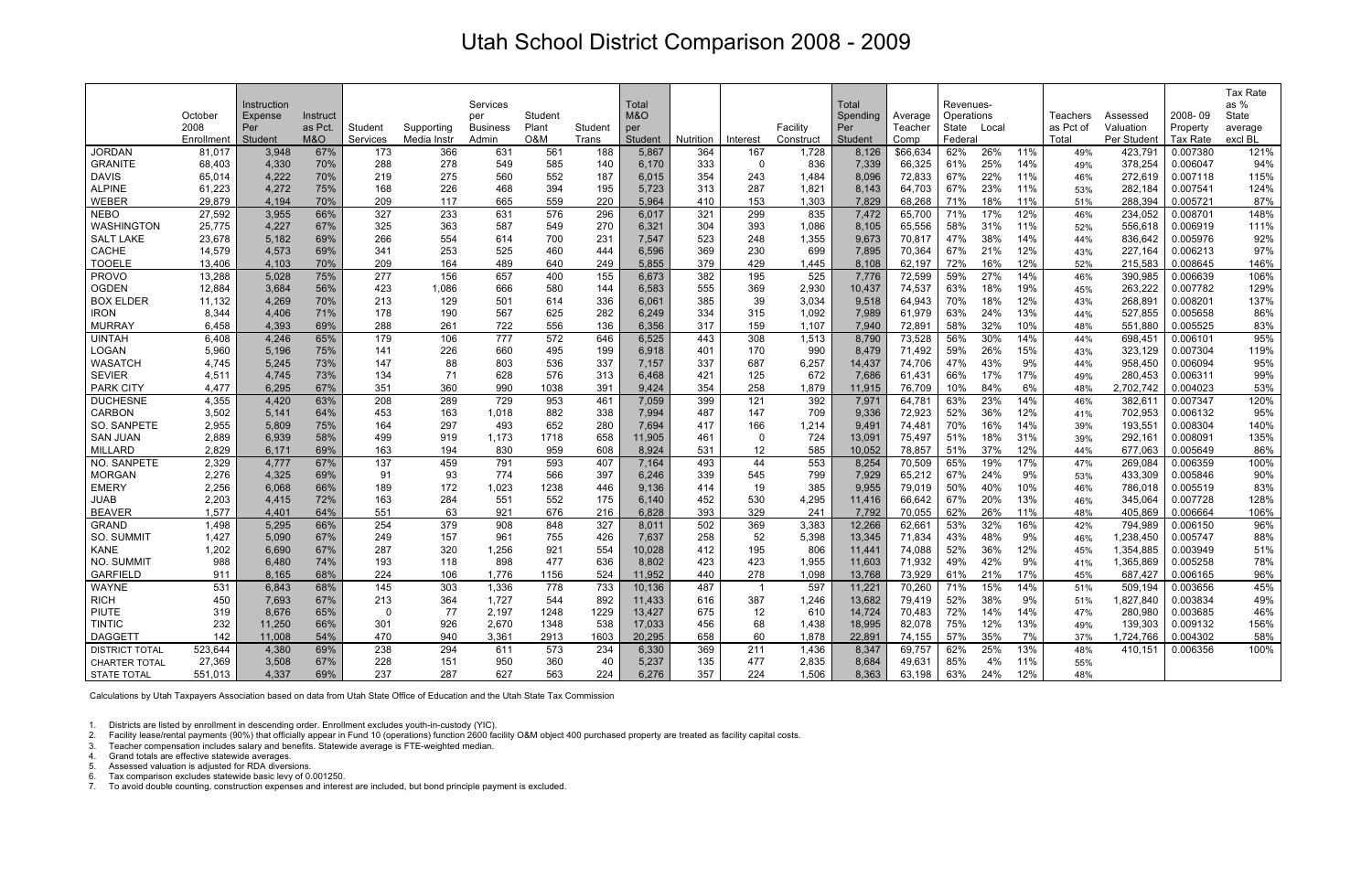# Utah School District Comparison 2008 - 2009

| | October 2008 Enrollment | Instruction Expense Per Student | Instruct as Pct. M&O | Student Services | Supporting Media Instr | Services per Business Admin | Student Plant O&M | Student Trans | Total M&O per Student | Nutrition | Interest | Facility Construct | Total Spending Per Student | Average Teacher Comp | Revenues-Operations State | Local | Federal | Teachers as Pct of Total | Assessed Valuation Per Student | 2008-09 Property Tax Rate | Tax Rate as % State average excl BL |
|---|---|---|---|---|---|---|---|---|---|---|---|---|---|---|---|---|---|---|---|---|---|
| JORDAN | 81,017 | 3,948 | 67% | 173 | 366 | 631 | 561 | 188 | 5,867 | 364 | 167 | 1,728 | 8,126 | $66,634 | 62% | 26% | 11% | 49% | 423,791 | 0.007380 | 121% |
| GRANITE | 68,403 | 4,330 | 70% | 288 | 278 | 549 | 585 | 140 | 6,170 | 333 | 0 | 836 | 7,339 | 66,325 | 61% | 25% | 14% | 49% | 378,254 | 0.006047 | 94% |
| DAVIS | 65,014 | 4,222 | 70% | 219 | 275 | 560 | 552 | 187 | 6,015 | 354 | 243 | 1,484 | 8,096 | 72,833 | 67% | 22% | 11% | 46% | 272,619 | 0.007118 | 115% |
| ALPINE | 61,223 | 4,272 | 75% | 168 | 226 | 468 | 394 | 195 | 5,723 | 313 | 287 | 1,821 | 8,143 | 64,703 | 67% | 23% | 11% | 53% | 282,184 | 0.007541 | 124% |
| WEBER | 29,879 | 4,194 | 70% | 209 | 117 | 665 | 559 | 220 | 5,964 | 410 | 153 | 1,303 | 7,829 | 68,268 | 71% | 18% | 11% | 51% | 288,394 | 0.005721 | 87% |
| NEBO | 27,592 | 3,955 | 66% | 327 | 233 | 631 | 576 | 296 | 6,017 | 321 | 299 | 835 | 7,472 | 65,700 | 71% | 17% | 12% | 46% | 234,052 | 0.008701 | 148% |
| WASHINGTON | 25,775 | 4,227 | 67% | 325 | 363 | 587 | 549 | 270 | 6,321 | 304 | 393 | 1,086 | 8,105 | 65,556 | 58% | 31% | 11% | 52% | 556,618 | 0.006919 | 111% |
| SALT LAKE | 23,678 | 5,182 | 69% | 266 | 554 | 614 | 700 | 231 | 7,547 | 523 | 248 | 1,355 | 9,673 | 70,817 | 47% | 38% | 14% | 44% | 836,642 | 0.005976 | 92% |
| CACHE | 14,579 | 4,573 | 69% | 341 | 253 | 525 | 460 | 444 | 6,596 | 369 | 230 | 699 | 7,895 | 70,364 | 67% | 21% | 12% | 43% | 227,164 | 0.006213 | 97% |
| TOOELE | 13,406 | 4,103 | 70% | 209 | 164 | 489 | 640 | 249 | 5,855 | 379 | 429 | 1,445 | 8,108 | 62,197 | 72% | 16% | 12% | 52% | 215,583 | 0.008645 | 146% |
| PROVO | 13,288 | 5,028 | 75% | 277 | 156 | 657 | 400 | 155 | 6,673 | 382 | 195 | 525 | 7,776 | 72,599 | 59% | 27% | 14% | 46% | 390,985 | 0.006639 | 106% |
| OGDEN | 12,884 | 3,684 | 56% | 423 | 1,086 | 666 | 580 | 144 | 6,583 | 555 | 369 | 2,930 | 10,437 | 74,537 | 63% | 18% | 19% | 45% | 263,222 | 0.007782 | 129% |
| BOX ELDER | 11,132 | 4,269 | 70% | 213 | 129 | 501 | 614 | 336 | 6,061 | 385 | 39 | 3,034 | 9,518 | 64,943 | 70% | 18% | 12% | 43% | 268,891 | 0.008201 | 137% |
| IRON | 8,344 | 4,406 | 71% | 178 | 190 | 567 | 625 | 282 | 6,249 | 334 | 315 | 1,092 | 7,989 | 61,979 | 63% | 24% | 13% | 44% | 527,855 | 0.005658 | 86% |
| MURRAY | 6,458 | 4,393 | 69% | 288 | 261 | 722 | 556 | 136 | 6,356 | 317 | 159 | 1,107 | 7,940 | 72,891 | 58% | 32% | 10% | 48% | 551,880 | 0.005525 | 83% |
| UINTAH | 6,408 | 4,246 | 65% | 179 | 106 | 777 | 572 | 646 | 6,525 | 443 | 308 | 1,513 | 8,790 | 73,528 | 56% | 30% | 14% | 44% | 698,451 | 0.006101 | 95% |
| LOGAN | 5,960 | 5,196 | 75% | 141 | 226 | 660 | 495 | 199 | 6,918 | 401 | 170 | 990 | 8,479 | 71,492 | 59% | 26% | 15% | 43% | 323,129 | 0.007304 | 119% |
| WASATCH | 4,745 | 5,245 | 73% | 147 | 88 | 803 | 536 | 337 | 7,157 | 337 | 687 | 6,257 | 14,437 | 74,706 | 47% | 43% | 9% | 44% | 958,450 | 0.006094 | 95% |
| SEVIER | 4,511 | 4,745 | 73% | 134 | 71 | 628 | 576 | 313 | 6,468 | 421 | 125 | 672 | 7,686 | 61,431 | 66% | 17% | 17% | 49% | 280,453 | 0.006311 | 99% |
| PARK CITY | 4,477 | 6,295 | 67% | 351 | 360 | 990 | 1038 | 391 | 9,424 | 354 | 258 | 1,879 | 11,915 | 76,709 | 10% | 84% | 6% | 48% | 2,702,742 | 0.004023 | 53% |
| DUCHESNE | 4,355 | 4,420 | 63% | 208 | 289 | 729 | 953 | 461 | 7,059 | 399 | 121 | 392 | 7,971 | 64,781 | 63% | 23% | 14% | 46% | 382,611 | 0.007347 | 120% |
| CARBON | 3,502 | 5,141 | 64% | 453 | 163 | 1,018 | 882 | 338 | 7,994 | 487 | 147 | 709 | 9,336 | 72,923 | 52% | 36% | 12% | 41% | 702,953 | 0.006132 | 95% |
| SO. SANPETE | 2,955 | 5,809 | 75% | 164 | 297 | 493 | 652 | 280 | 7,694 | 417 | 166 | 1,214 | 9,491 | 74,481 | 70% | 16% | 14% | 39% | 193,551 | 0.008304 | 140% |
| SAN JUAN | 2,889 | 6,939 | 58% | 499 | 919 | 1,173 | 1718 | 658 | 11,905 | 461 | 0 | 724 | 13,091 | 75,497 | 51% | 18% | 31% | 39% | 292,161 | 0.008091 | 135% |
| MILLARD | 2,829 | 6,171 | 69% | 163 | 194 | 830 | 959 | 608 | 8,924 | 531 | 12 | 585 | 10,052 | 78,857 | 51% | 37% | 12% | 44% | 677,063 | 0.005649 | 86% |
| NO. SANPETE | 2,329 | 4,777 | 67% | 137 | 459 | 791 | 593 | 407 | 7,164 | 493 | 44 | 553 | 8,254 | 70,509 | 65% | 19% | 17% | 47% | 269,084 | 0.006359 | 100% |
| MORGAN | 2,276 | 4,325 | 69% | 91 | 93 | 774 | 566 | 397 | 6,246 | 339 | 545 | 799 | 7,929 | 65,212 | 67% | 24% | 9% | 53% | 433,309 | 0.005846 | 90% |
| EMERY | 2,256 | 6,068 | 66% | 189 | 172 | 1,023 | 1238 | 446 | 9,136 | 414 | 19 | 385 | 9,955 | 79,019 | 50% | 40% | 10% | 46% | 786,018 | 0.005519 | 83% |
| JUAB | 2,203 | 4,415 | 72% | 163 | 284 | 551 | 552 | 175 | 6,140 | 452 | 530 | 4,295 | 11,416 | 66,642 | 67% | 20% | 13% | 46% | 345,064 | 0.007728 | 128% |
| BEAVER | 1,577 | 4,401 | 64% | 551 | 63 | 921 | 676 | 216 | 6,828 | 393 | 329 | 241 | 7,792 | 70,055 | 62% | 26% | 11% | 48% | 405,869 | 0.006664 | 106% |
| GRAND | 1,498 | 5,295 | 66% | 254 | 379 | 908 | 848 | 327 | 8,011 | 502 | 369 | 3,383 | 12,266 | 62,661 | 53% | 32% | 16% | 42% | 794,989 | 0.006150 | 96% |
| SO. SUMMIT | 1,427 | 5,090 | 67% | 249 | 157 | 961 | 755 | 426 | 7,637 | 258 | 52 | 5,398 | 13,345 | 71,834 | 43% | 48% | 9% | 46% | 1,238,450 | 0.005747 | 88% |
| KANE | 1,202 | 6,690 | 67% | 287 | 320 | 1,256 | 921 | 554 | 10,028 | 412 | 195 | 806 | 11,441 | 74,088 | 52% | 36% | 12% | 45% | 1,354,885 | 0.003949 | 51% |
| NO. SUMMIT | 988 | 6,480 | 74% | 193 | 118 | 898 | 477 | 636 | 8,802 | 423 | 423 | 1,955 | 11,603 | 71,932 | 49% | 42% | 9% | 41% | 1,365,869 | 0.005258 | 78% |
| GARFIELD | 911 | 8,165 | 68% | 224 | 106 | 1,776 | 1156 | 524 | 11,952 | 440 | 278 | 1,098 | 13,768 | 73,929 | 61% | 21% | 17% | 45% | 687,427 | 0.006165 | 96% |
| WAYNE | 531 | 6,843 | 68% | 145 | 303 | 1,336 | 778 | 733 | 10,136 | 487 | 1 | 597 | 11,221 | 70,260 | 71% | 15% | 14% | 51% | 509,194 | 0.003656 | 45% |
| RICH | 450 | 7,693 | 67% | 213 | 364 | 1,727 | 544 | 892 | 11,433 | 616 | 387 | 1,246 | 13,682 | 79,419 | 52% | 38% | 9% | 51% | 1,827,840 | 0.003834 | 49% |
| PIUTE | 319 | 8,676 | 65% | 0 | 77 | 2,197 | 1248 | 1229 | 13,427 | 675 | 12 | 610 | 14,724 | 70,483 | 72% | 14% | 14% | 47% | 280,980 | 0.003685 | 46% |
| TINTIC | 232 | 11,250 | 66% | 301 | 926 | 2,670 | 1348 | 538 | 17,033 | 456 | 68 | 1,438 | 18,995 | 82,078 | 75% | 12% | 13% | 49% | 139,303 | 0.009132 | 156% |
| DAGGETT | 142 | 11,008 | 54% | 470 | 940 | 3,361 | 2913 | 1603 | 20,295 | 658 | 60 | 1,878 | 22,891 | 74,155 | 57% | 35% | 7% | 37% | 1,724,766 | 0.004302 | 58% |
| DISTRICT TOTAL | 523,644 | 4,380 | 69% | 238 | 294 | 611 | 573 | 234 | 6,330 | 369 | 211 | 1,436 | 8,347 | 69,757 | 62% | 25% | 13% | 48% | 410,151 | 0.006356 | 100% |
| CHARTER TOTAL | 27,369 | 3,508 | 67% | 228 | 151 | 950 | 360 | 40 | 5,237 | 135 | 477 | 2,835 | 8,684 | 49,631 | 85% | 4% | 11% | 55% | | | |
| STATE TOTAL | 551,013 | 4,337 | 69% | 237 | 287 | 627 | 563 | 224 | 6,276 | 357 | 224 | 1,506 | 8,363 | 63,198 | 63% | 24% | 12% | 48% | | | |

Calculations by Utah Taxpayers Association based on data from Utah State Office of Education and the Utah State Tax Commission

1. Districts are listed by enrollment in descending order. Enrollment excludes youth-in-custody (YIC).
2. Facility lease/rental payments (90%) that officially appear in Fund 10 (operations) function 2600 facility O&M object 400 purchased property are treated as facility capital costs.
3. Teacher compensation includes salary and benefits. Statewide average is FTE-weighted median.
4. Grand totals are effective statewide averages.
5. Assessed valuation is adjusted for RDA diversions.
6. Tax comparison excludes statewide basic levy of 0.001250.
7. To avoid double counting, construction expenses and interest are included, but bond principle payment is excluded.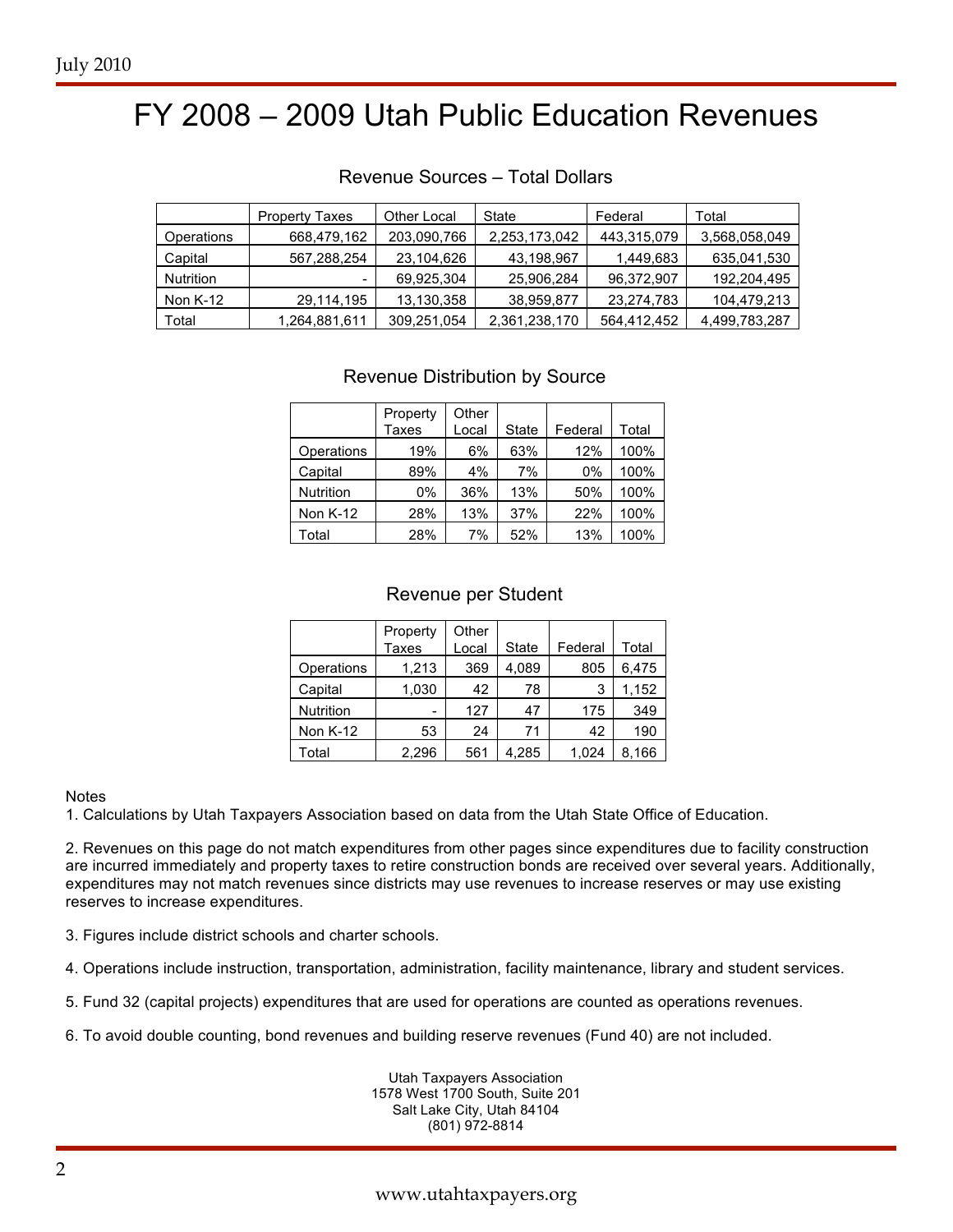# FY 2008 – 2009 Utah Public Education Revenues

## Revenue Sources – Total Dollars

| | Property Taxes | Other Local | State | Federal | Total |
|---|---|---|---|---|---|
| Operations | 668,479,162 | 203,090,766 | 2,253,173,042 | 443,315,079 | 3,568,058,049 |
| Capital | 567,288,254 | 23,104,626 | 43,198,967 | 1,449,683 | 635,041,530 |
| Nutrition | - | 69,925,304 | 25,906,284 | 96,372,907 | 192,204,495 |
| Non K-12 | 29,114,195 | 13,130,358 | 38,959,877 | 23,274,783 | 104,479,213 |
| Total | 1,264,881,611 | 309,251,054 | 2,361,238,170 | 564,412,452 | 4,499,783,287 |

## Revenue Distribution by Source

| | Property Taxes | Other Local | State | Federal | Total |
|---|---|---|---|---|---|
| Operations | 19% | 6% | 63% | 12% | 100% |
| Capital | 89% | 4% | 7% | 0% | 100% |
| Nutrition | 0% | 36% | 13% | 50% | 100% |
| Non K-12 | 28% | 13% | 37% | 22% | 100% |
| Total | 28% | 7% | 52% | 13% | 100% |

## Revenue per Student

| | Property Taxes | Other Local | State | Federal | Total |
|---|---|---|---|---|---|
| Operations | 1,213 | 369 | 4,089 | 805 | 6,475 |
| Capital | 1,030 | 42 | 78 | 3 | 1,152 |
| Nutrition | - | 127 | 47 | 175 | 349 |
| Non K-12 | 53 | 24 | 71 | 42 | 190 |
| Total | 2,296 | 561 | 4,285 | 1,024 | 8,166 |

Notes

1. Calculations by Utah Taxpayers Association based on data from the Utah State Office of Education.

2. Revenues on this page do not match expenditures from other pages since expenditures due to facility construction are incurred immediately and property taxes to retire construction bonds are received over several years. Additionally, expenditures may not match revenues since districts may use revenues to increase reserves or may use existing reserves to increase expenditures.

3. Figures include district schools and charter schools.

4. Operations include instruction, transportation, administration, facility maintenance, library and student services.

5. Fund 32 (capital projects) expenditures that are used for operations are counted as operations revenues.

6. To avoid double counting, bond revenues and building reserve revenues (Fund 40) are not included.

Utah Taxpayers Association
1578 West 1700 South, Suite 201
Salt Lake City, Utah 84104
(801) 972-8814